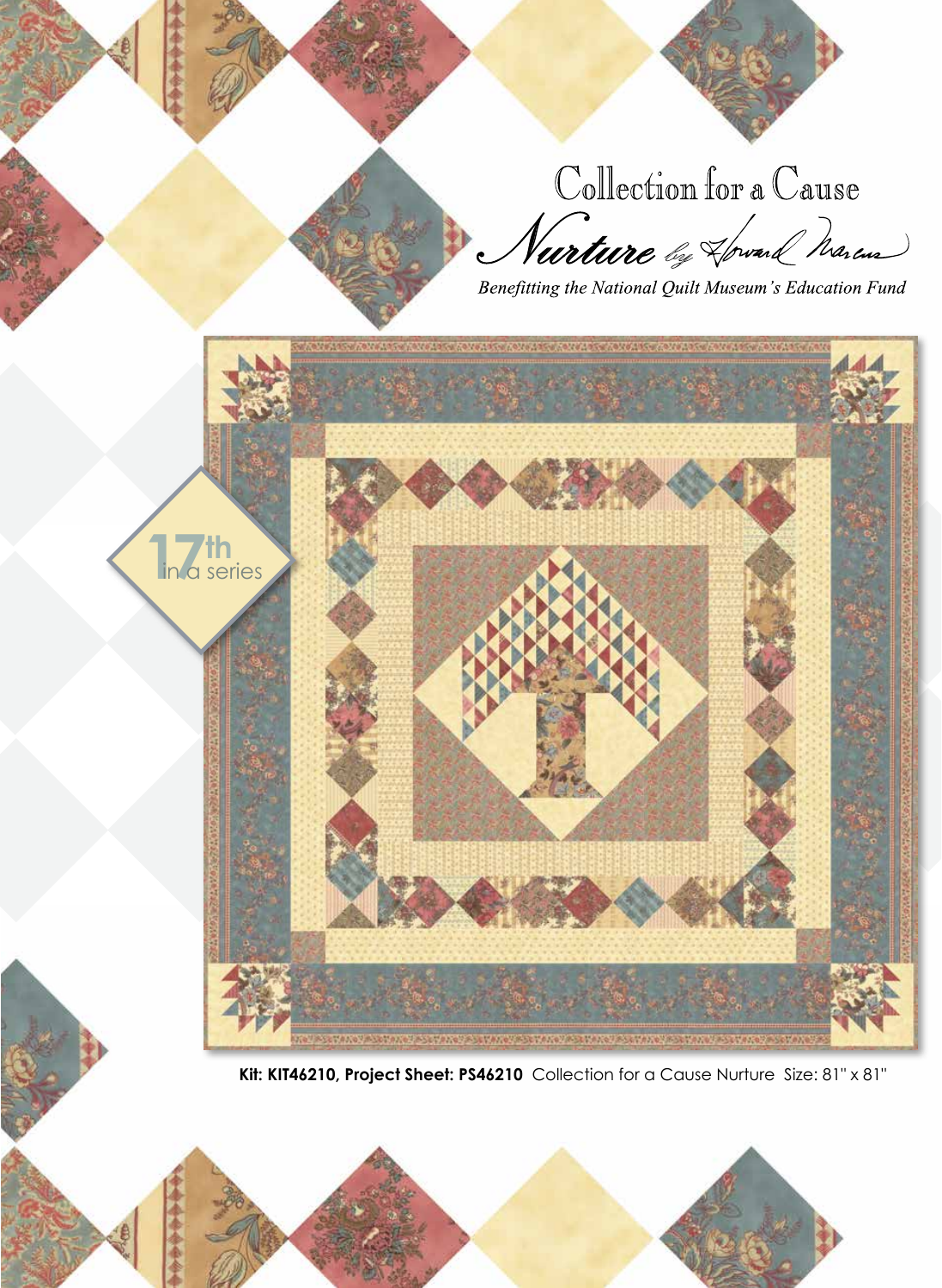# Collection for a Cause

## Nurture by Howard Marcus

*Benefitting the National Quilt Museum's Education Fund*

17th in a series

**Kit: KIT46210, Project Sheet: PS46210** Collection for a Cause Nurture Size: 81" x 81"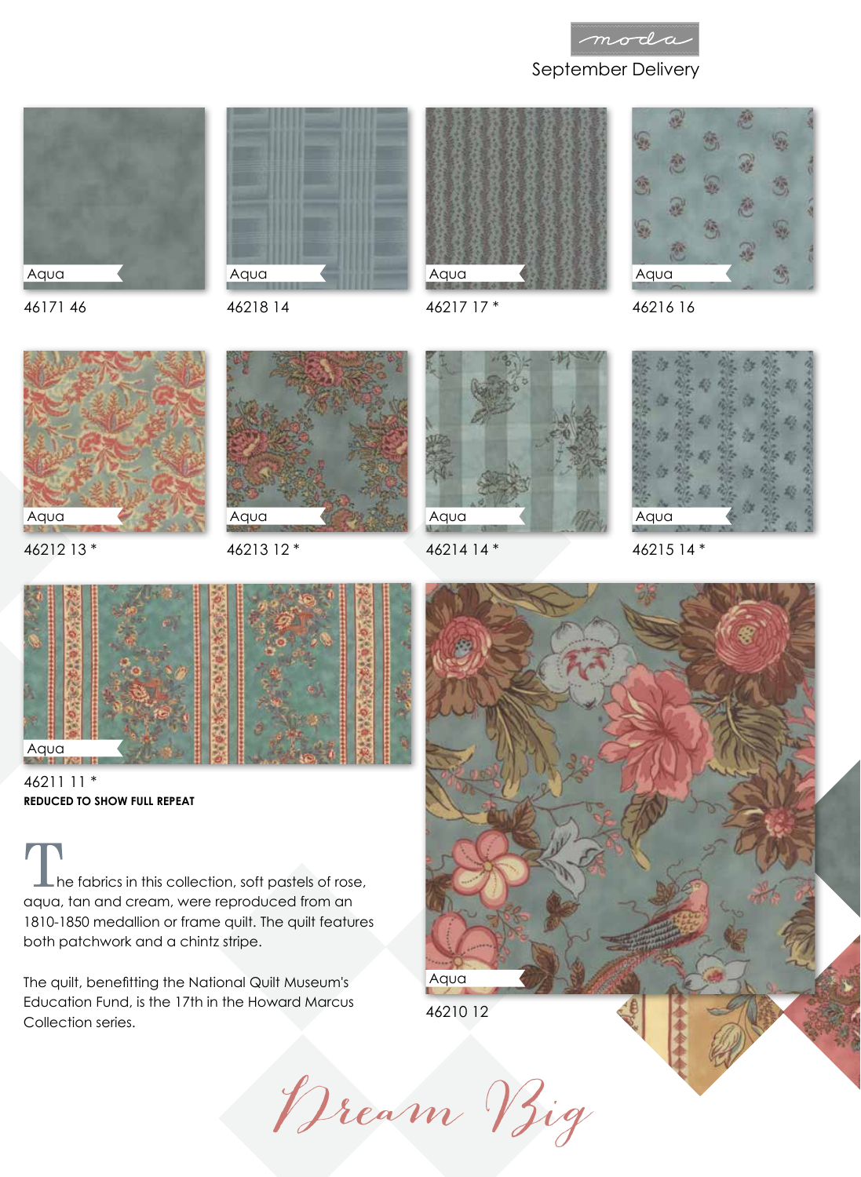moda

September Delivery

Aqua
46171 46

Aqua
46218 14

Aqua
46217 17 *

Aqua
46216 16

Aqua
46212 13 *

Aqua
46213 12 *

Aqua
46214 14 *

Aqua
46215 14 *

Aqua
46211 11 *

**REDUCED TO SHOW FULL REPEAT**

Aqua
46210 12

The fabrics in this collection, soft pastels of rose, aqua, tan and cream, were reproduced from an 1810-1850 medallion or frame quilt. The quilt features both patchwork and a chintz stripe.

The quilt, benefitting the National Quilt Museum's Education Fund, is the 17th in the Howard Marcus Collection series.

*Dream Big*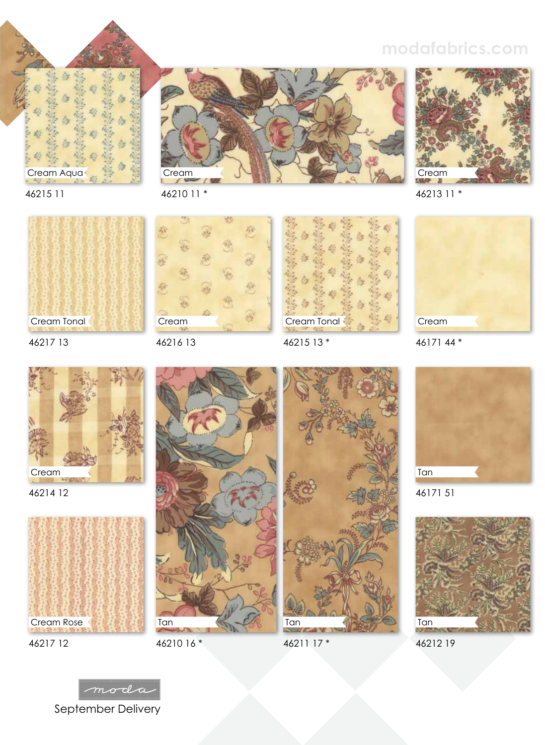modafabrics.com

Cream Aqua
46215 11

Cream
46210 11 *

Cream
46213 11 *

Cream Tonal
46217 13

Cream
46216 13

Cream Tonal
46215 13 *

Cream
46171 44 *

Cream
46214 12

Tan
46171 51

Cream Rose
46217 12

Tan
46210 16 *

Tan
46211 17 *

Tan
46212 19

moda

September Delivery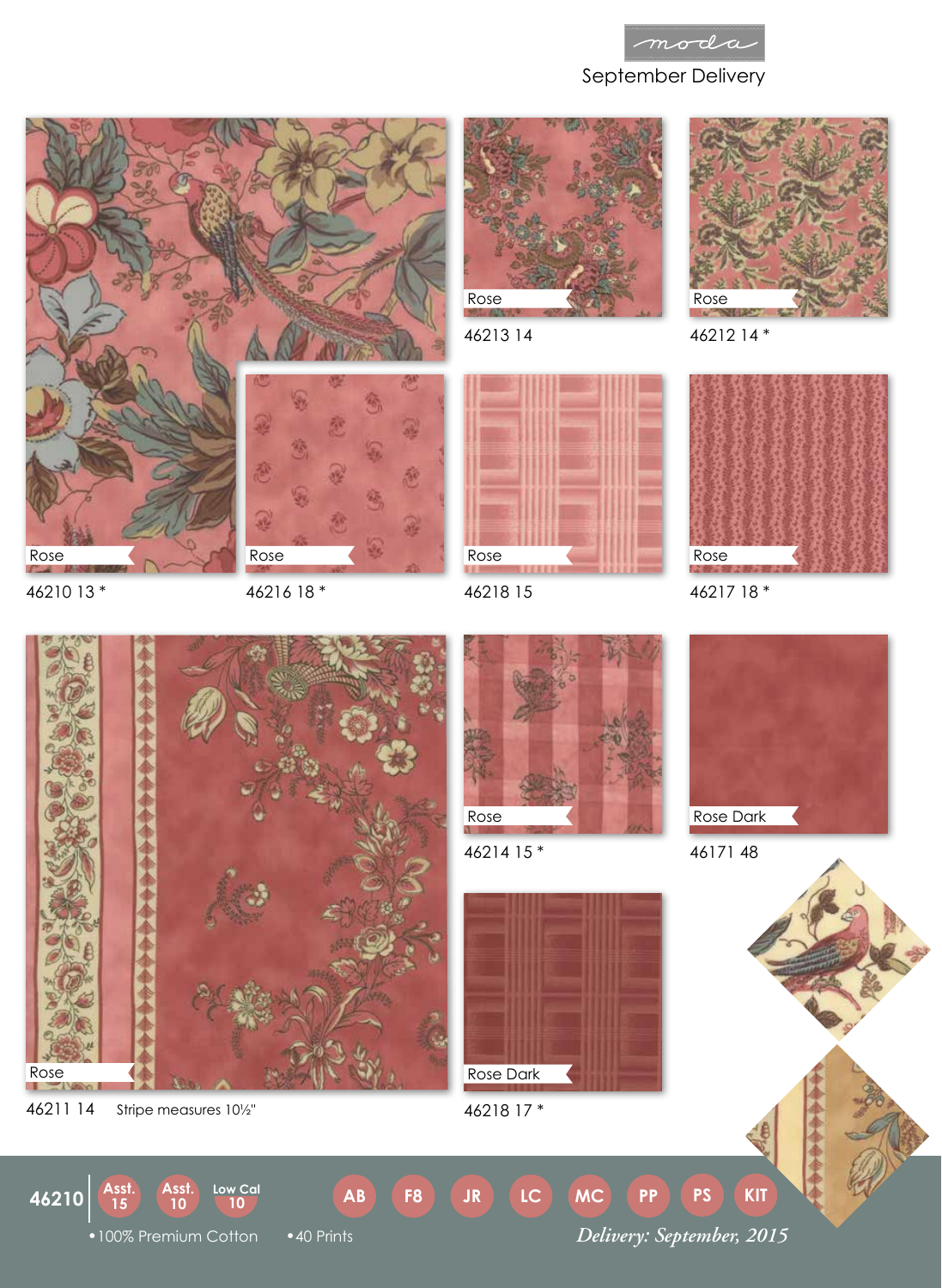moda

September Delivery

Rose
46213 14

Rose
46212 14 *

Rose
46210 13 *

Rose
46216 18 *

Rose
46218 15

Rose
46217 18 *

Rose
46211 14 Stripe measures 10½"

Rose
46214 15 *

Rose Dark
46171 48

Rose Dark
46218 17 *

46210 Asst. 15 Asst. 10 Low Cal 10 AB F8 JR LC MC PP PS KIT

• 100% Premium Cotton • 40 Prints

*Delivery: September, 2015*